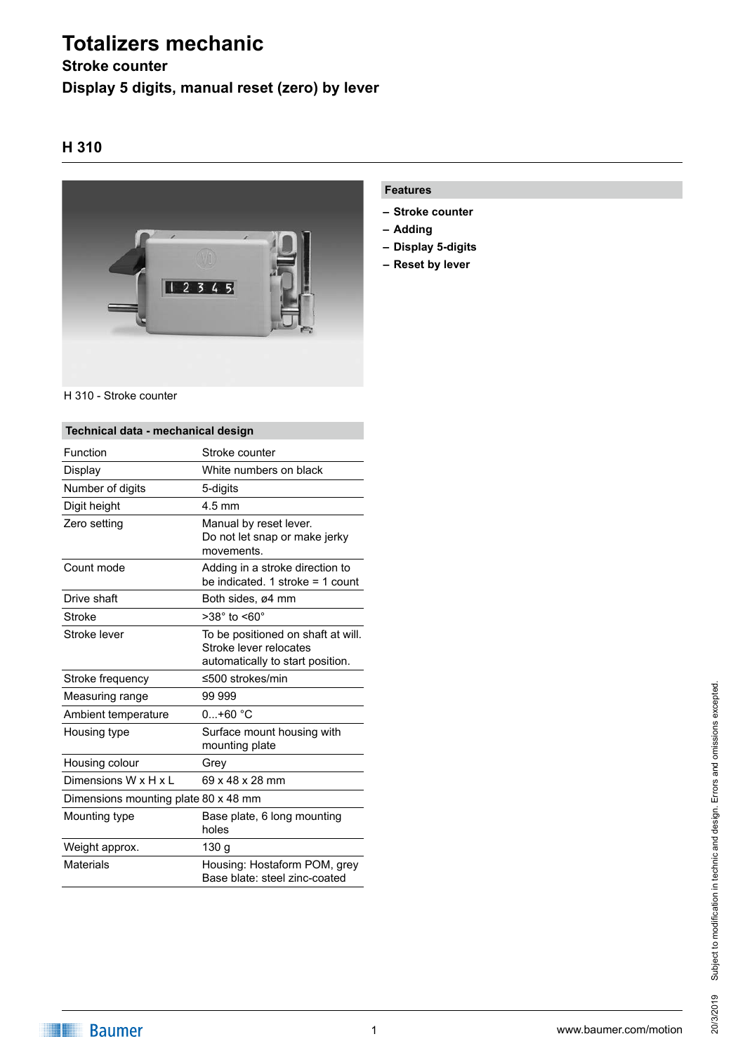# Totalizers mechanic

## Stroke counter

## Display 5 digits, manual reset (zero) by lever

## H 310

H 310 - Stroke counter

### Features

- Stroke counter
- Adding
- Display 5-digits
- Reset by lever

### Technical data - mechanical design

| | |
|---|---|
| Function | Stroke counter |
| Display | White numbers on black |
| Number of digits | 5-digits |
| Digit height | 4.5 mm |
| Zero setting | Manual by reset lever. Do not let snap or make jerky movements. |
| Count mode | Adding in a stroke direction to be indicated. 1 stroke = 1 count |
| Drive shaft | Both sides, ø4 mm |
| Stroke | >38° to <60° |
| Stroke lever | To be positioned on shaft at will. Stroke lever relocates automatically to start position. |
| Stroke frequency | ≤500 strokes/min |
| Measuring range | 99 999 |
| Ambient temperature | 0...+60 °C |
| Housing type | Surface mount housing with mounting plate |
| Housing colour | Grey |
| Dimensions W x H x L | 69 x 48 x 28 mm |
| Dimensions mounting plate | 80 x 48 mm |
| Mounting type | Base plate, 6 long mounting holes |
| Weight approx. | 130 g |
| Materials | Housing: Hostaform POM, grey<br>Base blate: steel zinc-coated |

20/3/2019 Subject to modification in technic and design. Errors and omissions excepted.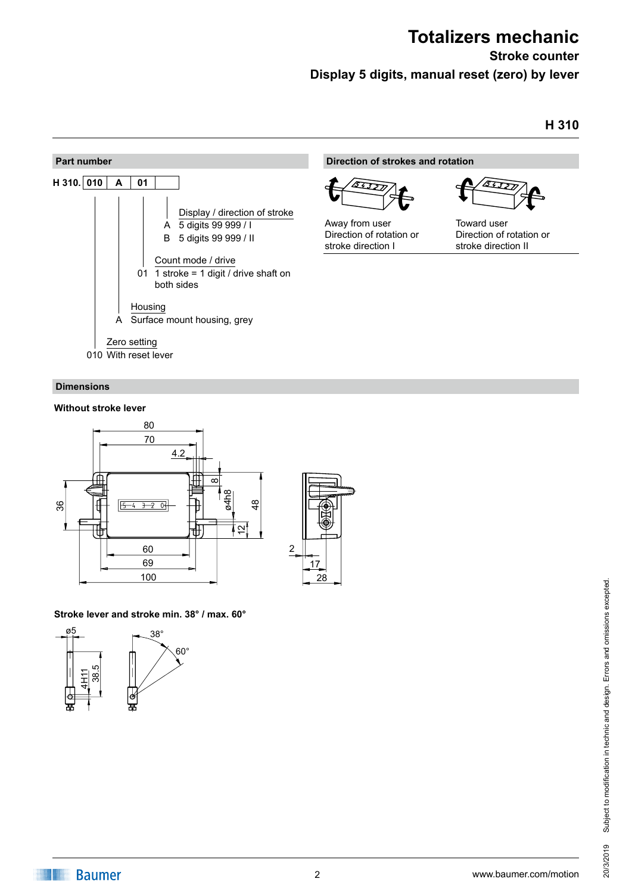# Totalizers mechanic

**Stroke counter**

**Display 5 digits, manual reset (zero) by lever**

**H 310**

## Part number

H 310. | 010 | A | 01 | |

Display / direction of stroke
- A 5 digits 99 999 / I
- B 5 digits 99 999 / II

Count mode / drive
- 01 1 stroke = 1 digit / drive shaft on both sides

Housing
- A Surface mount housing, grey

Zero setting
- 010 With reset lever

## Direction of strokes and rotation

Away from user
Direction of rotation or stroke direction I

Toward user
Direction of rotation or stroke direction II

## Dimensions

**Without stroke lever**

80
70
4.2
8
ø4h8
48
36
12
60
69
100
2
17
28

**Stroke lever and stroke min. 38° / max. 60°**

ø5
4H11
38.5
38°
60°

Subject to modification in technic and design. Errors and omissions excepted.

20/3/2019